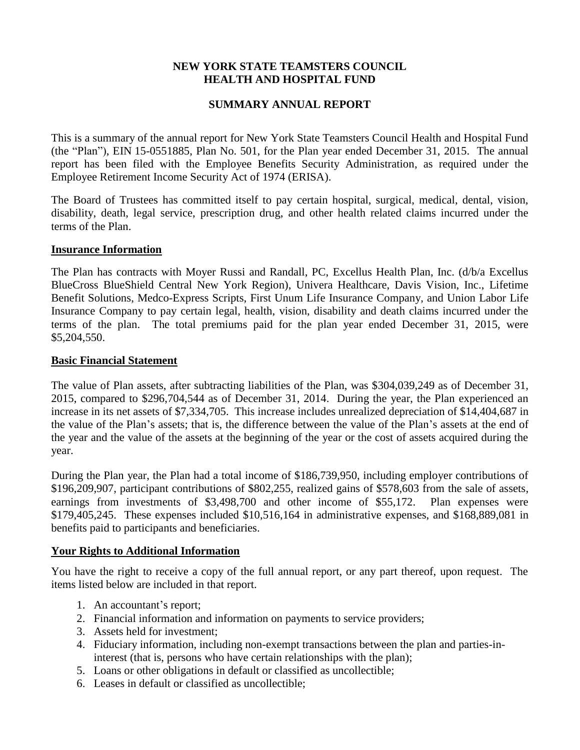# NEW YORK STATE TEAMSTERS COUNCIL HEALTH AND HOSPITAL FUND

## SUMMARY ANNUAL REPORT

This is a summary of the annual report for New York State Teamsters Council Health and Hospital Fund (the "Plan"), EIN 15-0551885, Plan No. 501, for the Plan year ended December 31, 2015. The annual report has been filed with the Employee Benefits Security Administration, as required under the Employee Retirement Income Security Act of 1974 (ERISA).

The Board of Trustees has committed itself to pay certain hospital, surgical, medical, dental, vision, disability, death, legal service, prescription drug, and other health related claims incurred under the terms of the Plan.

### Insurance Information

The Plan has contracts with Moyer Russi and Randall, PC, Excellus Health Plan, Inc. (d/b/a Excellus BlueCross BlueShield Central New York Region), Univera Healthcare, Davis Vision, Inc., Lifetime Benefit Solutions, Medco-Express Scripts, First Unum Life Insurance Company, and Union Labor Life Insurance Company to pay certain legal, health, vision, disability and death claims incurred under the terms of the plan. The total premiums paid for the plan year ended December 31, 2015, were $5,204,550.

### Basic Financial Statement

The value of Plan assets, after subtracting liabilities of the Plan, was $304,039,249 as of December 31, 2015, compared to $296,704,544 as of December 31, 2014. During the year, the Plan experienced an increase in its net assets of $7,334,705. This increase includes unrealized depreciation of $14,404,687 in the value of the Plan's assets; that is, the difference between the value of the Plan's assets at the end of the year and the value of the assets at the beginning of the year or the cost of assets acquired during the year.

During the Plan year, the Plan had a total income of $186,739,950, including employer contributions of $196,209,907, participant contributions of $802,255, realized gains of $578,603 from the sale of assets, earnings from investments of $3,498,700 and other income of $55,172. Plan expenses were $179,405,245. These expenses included $10,516,164 in administrative expenses, and $168,889,081 in benefits paid to participants and beneficiaries.

### Your Rights to Additional Information

You have the right to receive a copy of the full annual report, or any part thereof, upon request. The items listed below are included in that report.

1. An accountant's report;
2. Financial information and information on payments to service providers;
3. Assets held for investment;
4. Fiduciary information, including non-exempt transactions between the plan and parties-in-interest (that is, persons who have certain relationships with the plan);
5. Loans or other obligations in default or classified as uncollectible;
6. Leases in default or classified as uncollectible;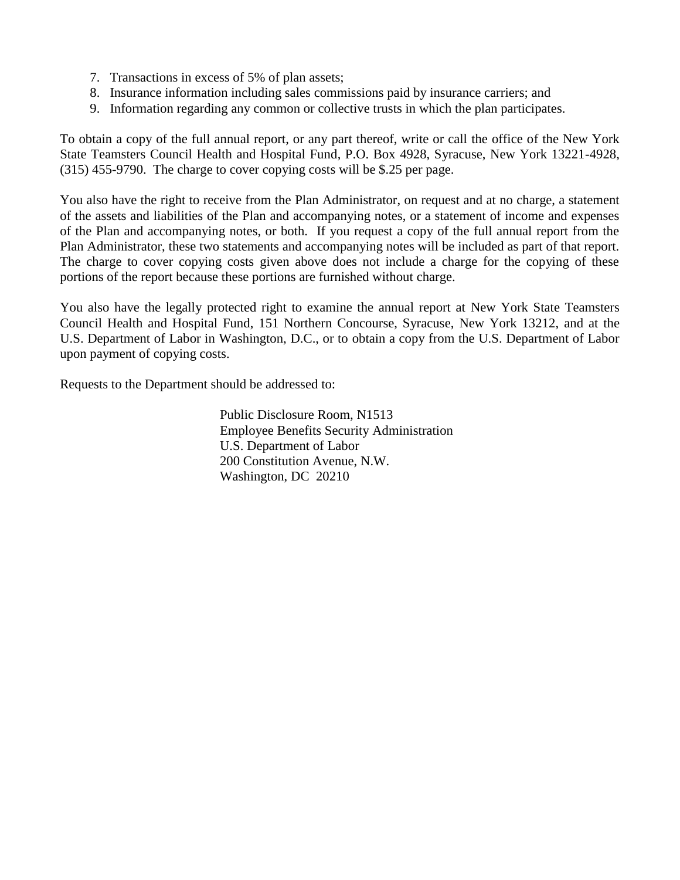7. Transactions in excess of 5% of plan assets;
8. Insurance information including sales commissions paid by insurance carriers; and
9. Information regarding any common or collective trusts in which the plan participates.

To obtain a copy of the full annual report, or any part thereof, write or call the office of the New York State Teamsters Council Health and Hospital Fund, P.O. Box 4928, Syracuse, New York 13221-4928, (315) 455-9790. The charge to cover copying costs will be $.25 per page.

You also have the right to receive from the Plan Administrator, on request and at no charge, a statement of the assets and liabilities of the Plan and accompanying notes, or a statement of income and expenses of the Plan and accompanying notes, or both. If you request a copy of the full annual report from the Plan Administrator, these two statements and accompanying notes will be included as part of that report. The charge to cover copying costs given above does not include a charge for the copying of these portions of the report because these portions are furnished without charge.

You also have the legally protected right to examine the annual report at New York State Teamsters Council Health and Hospital Fund, 151 Northern Concourse, Syracuse, New York 13212, and at the U.S. Department of Labor in Washington, D.C., or to obtain a copy from the U.S. Department of Labor upon payment of copying costs.

Requests to the Department should be addressed to:

Public Disclosure Room, N1513
Employee Benefits Security Administration
U.S. Department of Labor
200 Constitution Avenue, N.W.
Washington, DC 20210